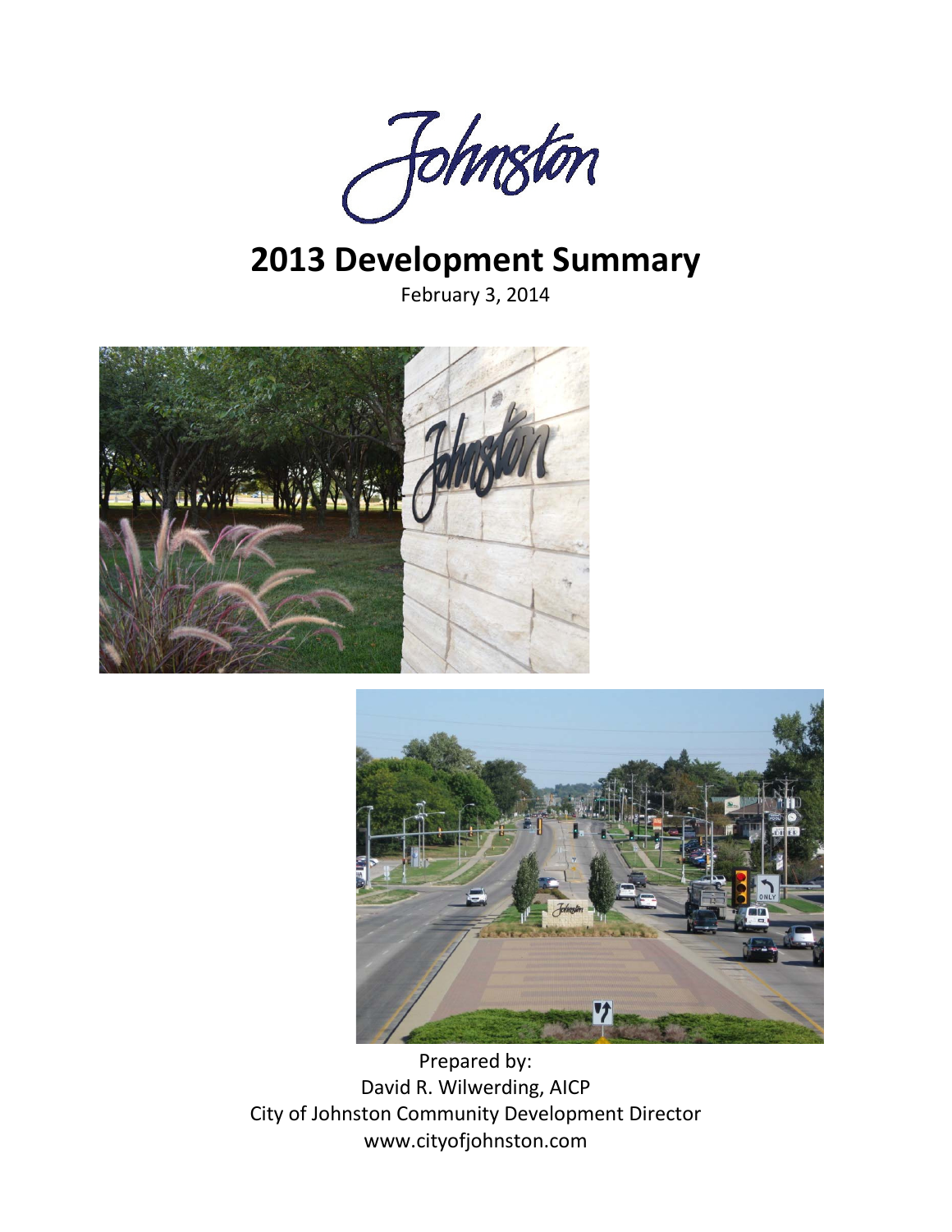Johnston

# 2013 Development Summary

February 3, 2014

Prepared by:
David R. Wilwerding, AICP
City of Johnston Community Development Director
www.cityofjohnston.com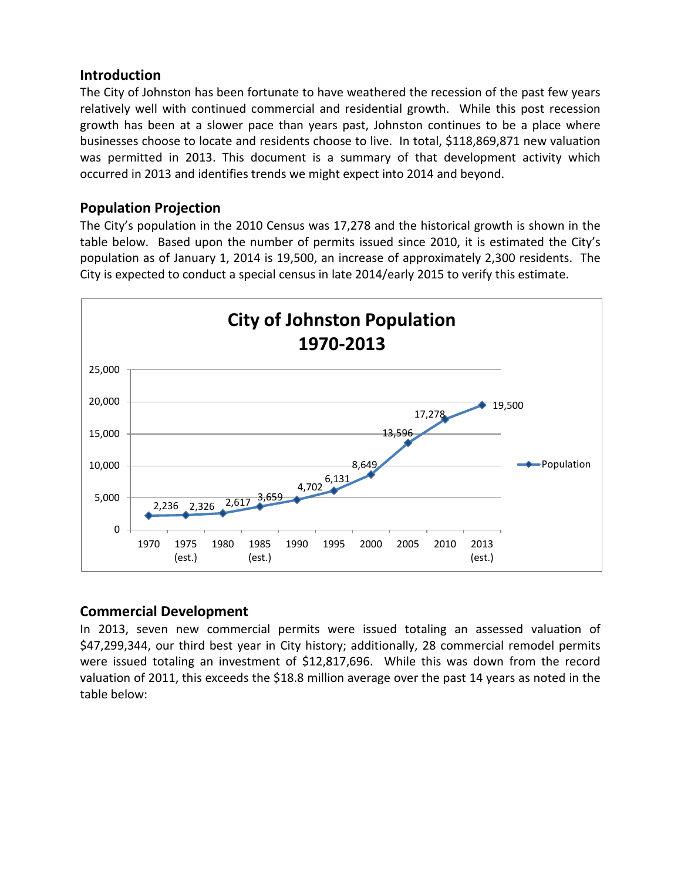## Introduction

The City of Johnston has been fortunate to have weathered the recession of the past few years relatively well with continued commercial and residential growth. While this post recession growth has been at a slower pace than years past, Johnston continues to be a place where businesses choose to locate and residents choose to live. In total, $118,869,871 new valuation was permitted in 2013. This document is a summary of that development activity which occurred in 2013 and identifies trends we might expect into 2014 and beyond.

## Population Projection

The City's population in the 2010 Census was 17,278 and the historical growth is shown in the table below. Based upon the number of permits issued since 2010, it is estimated the City's population as of January 1, 2014 is 19,500, an increase of approximately 2,300 residents. The City is expected to conduct a special census in late 2014/early 2015 to verify this estimate.

**City of Johnston Population 1970-2013**

| Year | Population |
|---|---|
| 1970 | 2,236 |
| 1975 (est.) | 2,326 |
| 1980 | 2,617 |
| 1985 (est.) | 3,659 |
| 1990 | 4,702 |
| 1995 | 6,131 |
| 2000 | 8,649 |
| 2005 | 13,596 |
| 2010 | 17,278 |
| 2013 (est.) | 19,500 |

## Commercial Development

In 2013, seven new commercial permits were issued totaling an assessed valuation of $47,299,344, our third best year in City history; additionally, 28 commercial remodel permits were issued totaling an investment of $12,817,696. While this was down from the record valuation of 2011, this exceeds the $18.8 million average over the past 14 years as noted in the table below: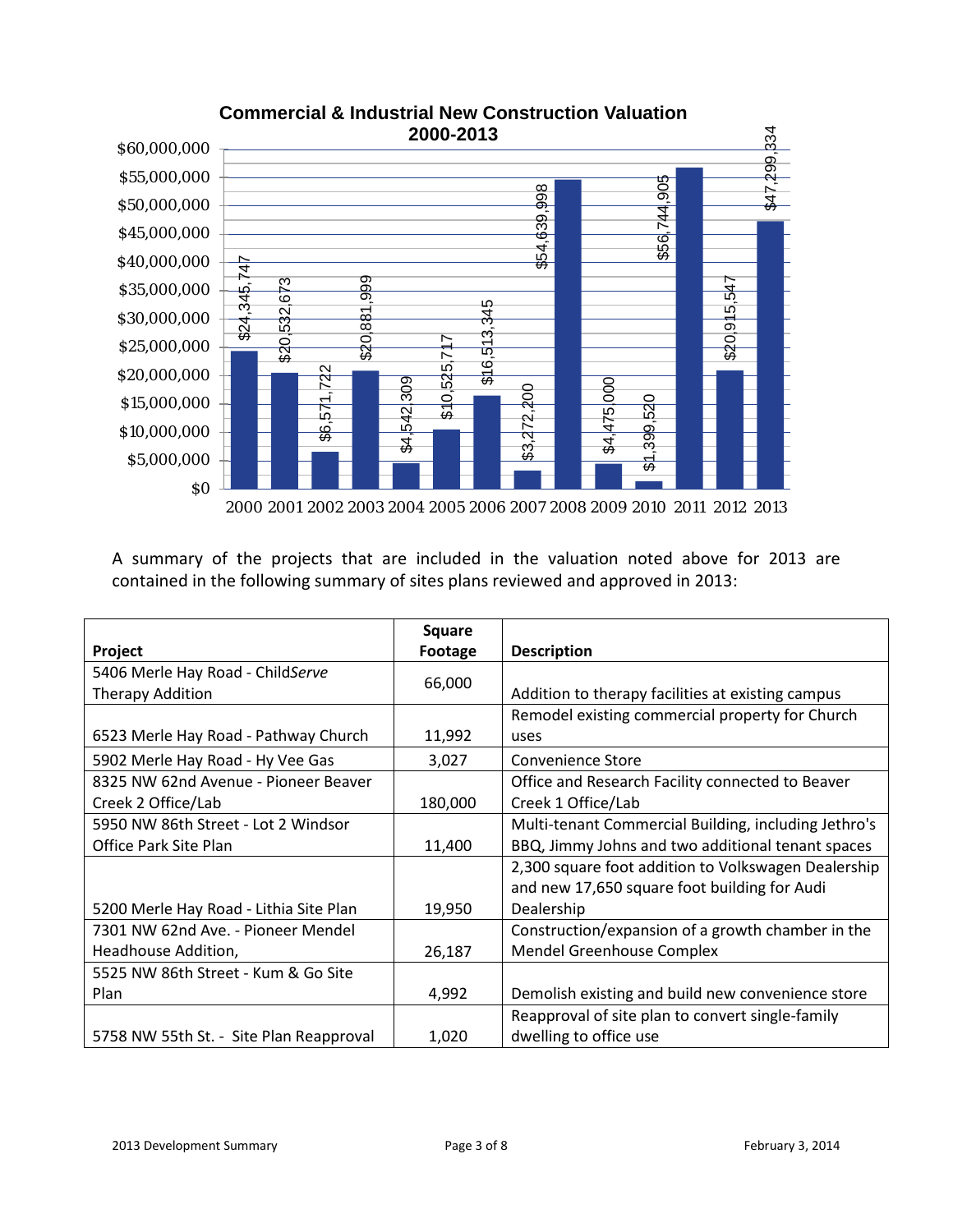**Commercial & Industrial New Construction Valuation 2000-2013**

| Year | Valuation |
|---|---|
| 2000 | $24,345,747 |
| 2001 | $20,532,673 |
| 2002 | $6,571,722 |
| 2003 | $20,881,999 |
| 2004 | $4,542,309 |
| 2005 | $10,525,717 |
| 2006 | $16,513,345 |
| 2007 | $3,272,200 |
| 2008 | $54,639,998 |
| 2009 | $4,475,000 |
| 2010 | $1,399,520 |
| 2011 | $56,744,905 |
| 2012 | $20,915,547 |
| 2013 | $47,299,334 |

A summary of the projects that are included in the valuation noted above for 2013 are contained in the following summary of sites plans reviewed and approved in 2013:

| Project | Square Footage | Description |
|---|---|---|
| 5406 Merle Hay Road - Child*Serve* Therapy Addition | 66,000 | Addition to therapy facilities at existing campus |
| 6523 Merle Hay Road - Pathway Church | 11,992 | Remodel existing commercial property for Church uses |
| 5902 Merle Hay Road - Hy Vee Gas | 3,027 | Convenience Store |
| 8325 NW 62nd Avenue - Pioneer Beaver Creek 2 Office/Lab | 180,000 | Office and Research Facility connected to Beaver Creek 1 Office/Lab |
| 5950 NW 86th Street - Lot 2 Windsor Office Park Site Plan | 11,400 | Multi-tenant Commercial Building, including Jethro's BBQ, Jimmy Johns and two additional tenant spaces |
| 5200 Merle Hay Road - Lithia Site Plan | 19,950 | 2,300 square foot addition to Volkswagen Dealership and new 17,650 square foot building for Audi Dealership |
| 7301 NW 62nd Ave. - Pioneer Mendel Headhouse Addition, | 26,187 | Construction/expansion of a growth chamber in the Mendel Greenhouse Complex |
| 5525 NW 86th Street - Kum & Go Site Plan | 4,992 | Demolish existing and build new convenience store |
| 5758 NW 55th St. - Site Plan Reapproval | 1,020 | Reapproval of site plan to convert single-family dwelling to office use |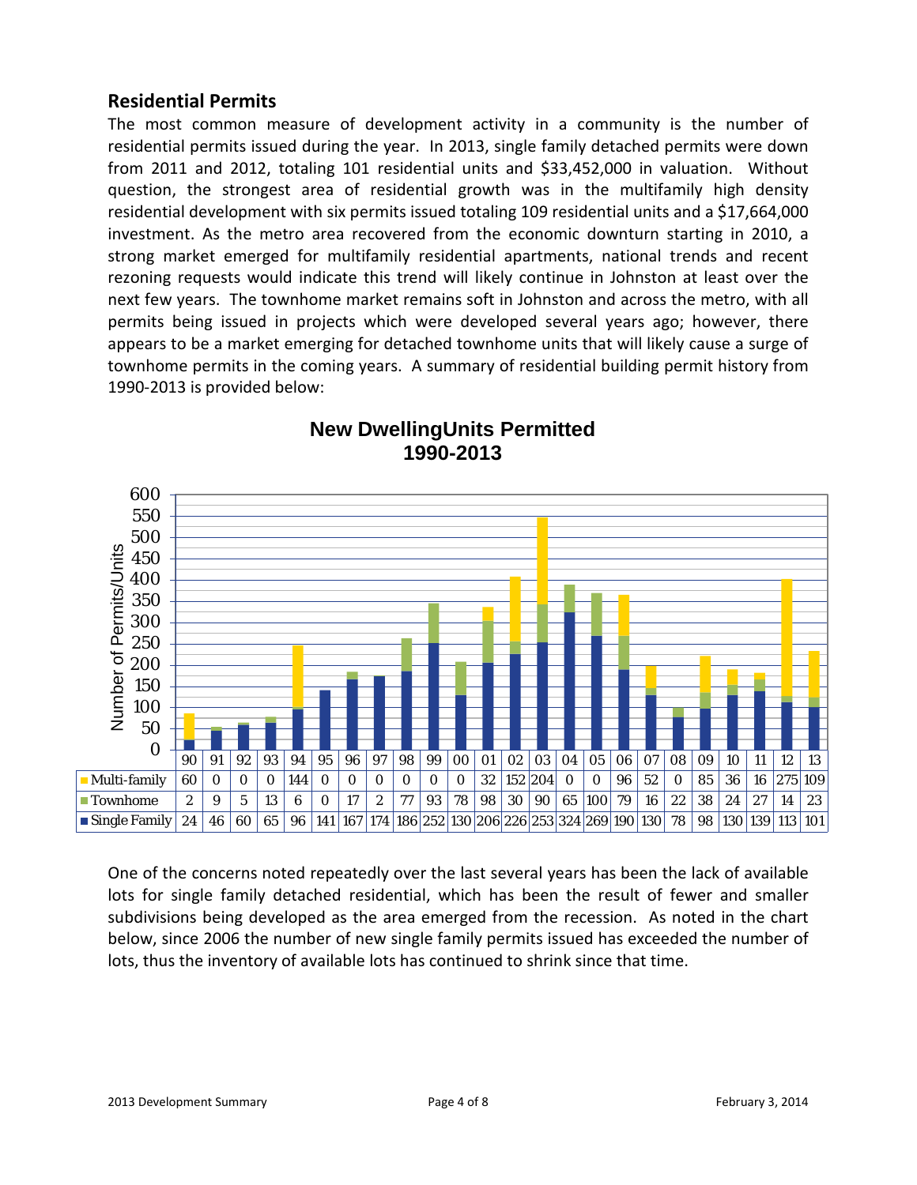## Residential Permits

The most common measure of development activity in a community is the number of residential permits issued during the year. In 2013, single family detached permits were down from 2011 and 2012, totaling 101 residential units and $33,452,000 in valuation. Without question, the strongest area of residential growth was in the multifamily high density residential development with six permits issued totaling 109 residential units and a $17,664,000 investment. As the metro area recovered from the economic downturn starting in 2010, a strong market emerged for multifamily residential apartments, national trends and recent rezoning requests would indicate this trend will likely continue in Johnston at least over the next few years. The townhome market remains soft in Johnston and across the metro, with all permits being issued in projects which were developed several years ago; however, there appears to be a market emerging for detached townhome units that will likely cause a surge of townhome permits in the coming years. A summary of residential building permit history from 1990-2013 is provided below:

**New DwellingUnits Permitted 1990-2013**

| | 90 | 91 | 92 | 93 | 94 | 95 | 96 | 97 | 98 | 99 | 00 | 01 | 02 | 03 | 04 | 05 | 06 | 07 | 08 | 09 | 10 | 11 | 12 | 13 |
|---|---|---|---|---|---|---|---|---|---|---|---|---|---|---|---|---|---|---|---|---|---|---|---|---|
| Multi-family | 60 | 0 | 0 | 0 | 144 | 0 | 0 | 0 | 0 | 0 | 0 | 32 | 152 | 204 | 0 | 0 | 96 | 52 | 0 | 85 | 36 | 16 | 275 | 109 |
| Townhome | 2 | 9 | 5 | 13 | 6 | 0 | 17 | 2 | 77 | 93 | 78 | 98 | 30 | 90 | 65 | 100 | 79 | 16 | 22 | 38 | 24 | 27 | 14 | 23 |
| Single Family | 24 | 46 | 60 | 65 | 96 | 141 | 167 | 174 | 186 | 252 | 130 | 206 | 226 | 253 | 324 | 269 | 190 | 130 | 78 | 98 | 130 | 139 | 113 | 101 |

One of the concerns noted repeatedly over the last several years has been the lack of available lots for single family detached residential, which has been the result of fewer and smaller subdivisions being developed as the area emerged from the recession. As noted in the chart below, since 2006 the number of new single family permits issued has exceeded the number of lots, thus the inventory of available lots has continued to shrink since that time.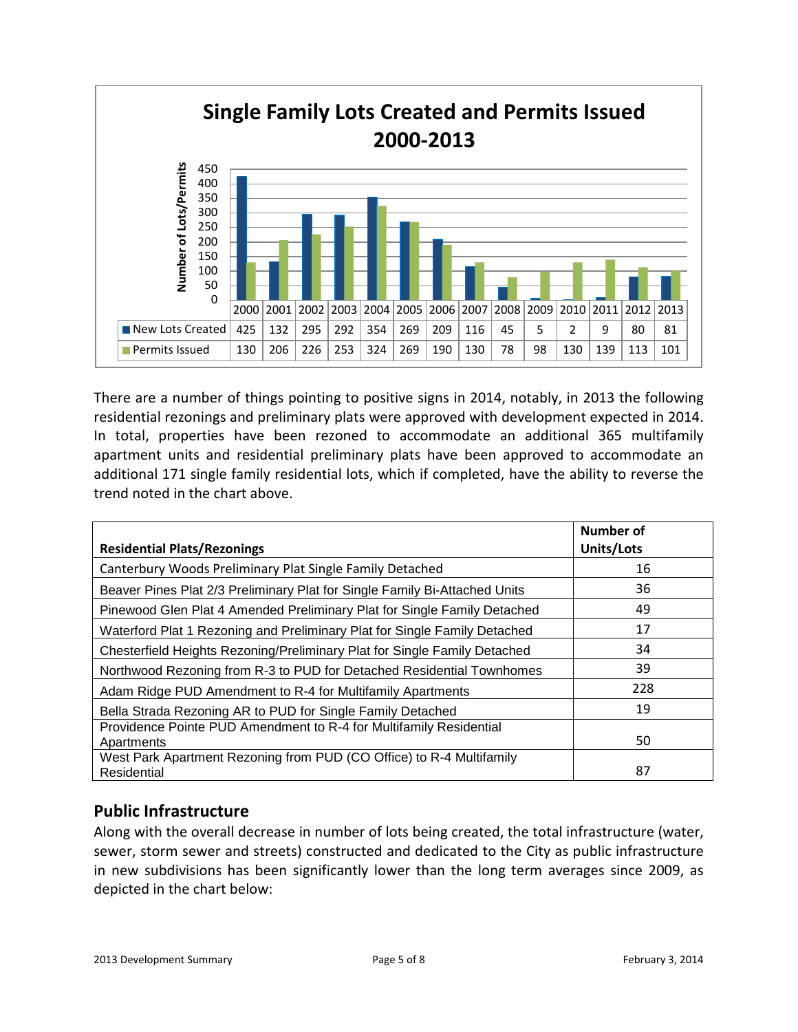## Single Family Lots Created and Permits Issued 2000-2013

| | 2000 | 2001 | 2002 | 2003 | 2004 | 2005 | 2006 | 2007 | 2008 | 2009 | 2010 | 2011 | 2012 | 2013 |
|---|---|---|---|---|---|---|---|---|---|---|---|---|---|---|
| New Lots Created | 425 | 132 | 295 | 292 | 354 | 269 | 209 | 116 | 45 | 5 | 2 | 9 | 80 | 81 |
| Permits Issued | 130 | 206 | 226 | 253 | 324 | 269 | 190 | 130 | 78 | 98 | 130 | 139 | 113 | 101 |

There are a number of things pointing to positive signs in 2014, notably, in 2013 the following residential rezonings and preliminary plats were approved with development expected in 2014. In total, properties have been rezoned to accommodate an additional 365 multifamily apartment units and residential preliminary plats have been approved to accommodate an additional 171 single family residential lots, which if completed, have the ability to reverse the trend noted in the chart above.

| Residential Plats/Rezonings | Number of Units/Lots |
|---|---|
| Canterbury Woods Preliminary Plat Single Family Detached | 16 |
| Beaver Pines Plat 2/3 Preliminary Plat for Single Family Bi-Attached Units | 36 |
| Pinewood Glen Plat 4 Amended Preliminary Plat for Single Family Detached | 49 |
| Waterford Plat 1 Rezoning and Preliminary Plat for Single Family Detached | 17 |
| Chesterfield Heights Rezoning/Preliminary Plat for Single Family Detached | 34 |
| Northwood Rezoning from R-3 to PUD for Detached Residential Townhomes | 39 |
| Adam Ridge PUD Amendment to R-4 for Multifamily Apartments | 228 |
| Bella Strada Rezoning AR to PUD for Single Family Detached | 19 |
| Providence Pointe PUD Amendment to R-4 for Multifamily Residential Apartments | 50 |
| West Park Apartment Rezoning from PUD (CO Office) to R-4 Multifamily Residential | 87 |

## Public Infrastructure

Along with the overall decrease in number of lots being created, the total infrastructure (water, sewer, storm sewer and streets) constructed and dedicated to the City as public infrastructure in new subdivisions has been significantly lower than the long term averages since 2009, as depicted in the chart below: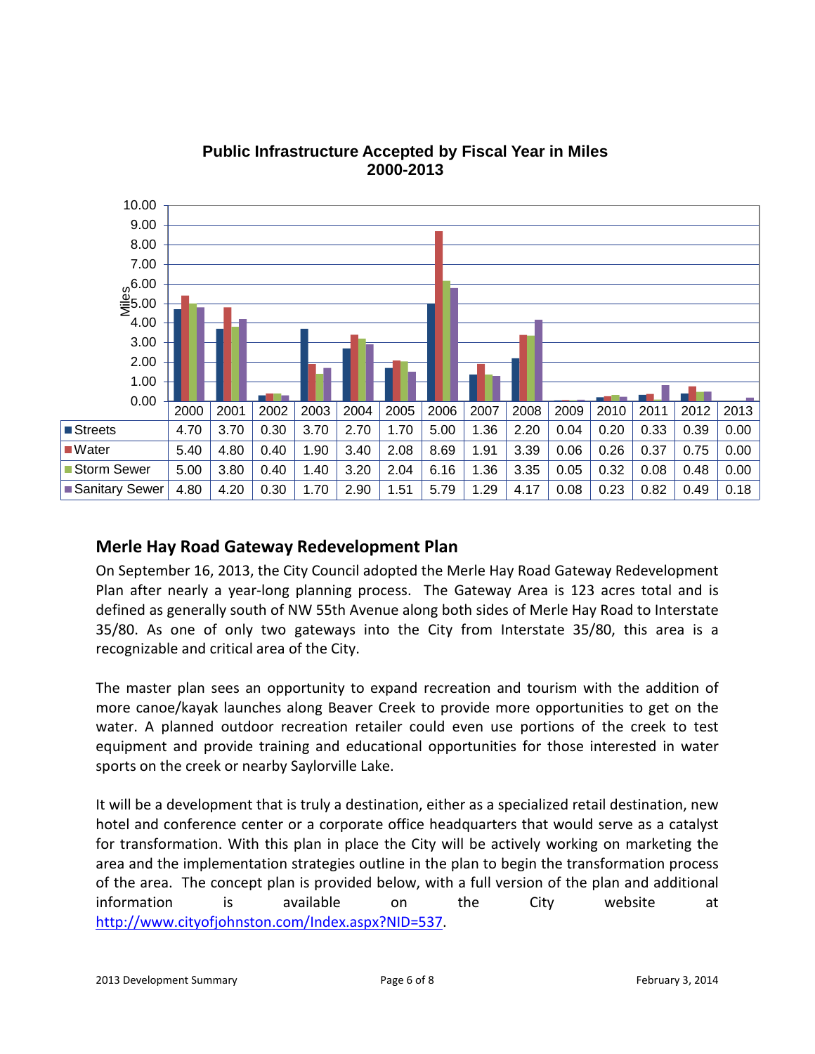**Public Infrastructure Accepted by Fiscal Year in Miles 2000-2013**

| | 2000 | 2001 | 2002 | 2003 | 2004 | 2005 | 2006 | 2007 | 2008 | 2009 | 2010 | 2011 | 2012 | 2013 |
|---|---|---|---|---|---|---|---|---|---|---|---|---|---|---|
| Streets | 4.70 | 3.70 | 0.30 | 3.70 | 2.70 | 1.70 | 5.00 | 1.36 | 2.20 | 0.04 | 0.20 | 0.33 | 0.39 | 0.00 |
| Water | 5.40 | 4.80 | 0.40 | 1.90 | 3.40 | 2.08 | 8.69 | 1.91 | 3.39 | 0.06 | 0.26 | 0.37 | 0.75 | 0.00 |
| Storm Sewer | 5.00 | 3.80 | 0.40 | 1.40 | 3.20 | 2.04 | 6.16 | 1.36 | 3.35 | 0.05 | 0.32 | 0.08 | 0.48 | 0.00 |
| Sanitary Sewer | 4.80 | 4.20 | 0.30 | 1.70 | 2.90 | 1.51 | 5.79 | 1.29 | 4.17 | 0.08 | 0.23 | 0.82 | 0.49 | 0.18 |

## Merle Hay Road Gateway Redevelopment Plan

On September 16, 2013, the City Council adopted the Merle Hay Road Gateway Redevelopment Plan after nearly a year-long planning process. The Gateway Area is 123 acres total and is defined as generally south of NW 55th Avenue along both sides of Merle Hay Road to Interstate 35/80. As one of only two gateways into the City from Interstate 35/80, this area is a recognizable and critical area of the City.

The master plan sees an opportunity to expand recreation and tourism with the addition of more canoe/kayak launches along Beaver Creek to provide more opportunities to get on the water. A planned outdoor recreation retailer could even use portions of the creek to test equipment and provide training and educational opportunities for those interested in water sports on the creek or nearby Saylorville Lake.

It will be a development that is truly a destination, either as a specialized retail destination, new hotel and conference center or a corporate office headquarters that would serve as a catalyst for transformation. With this plan in place the City will be actively working on marketing the area and the implementation strategies outline in the plan to begin the transformation process of the area. The concept plan is provided below, with a full version of the plan and additional information is available on the City website at http://www.cityofjohnston.com/Index.aspx?NID=537.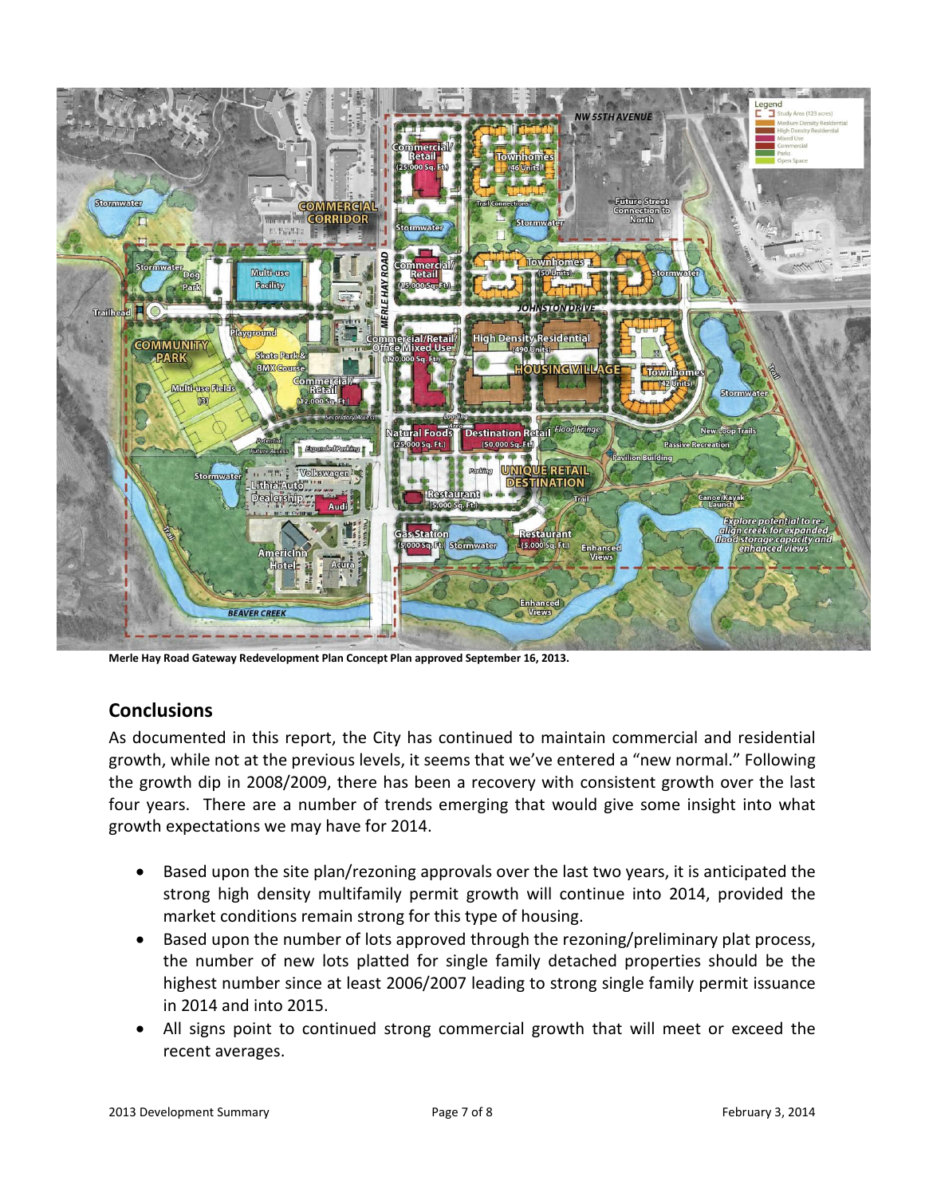**Merle Hay Road Gateway Redevelopment Plan Concept Plan approved September 16, 2013.**

## Conclusions

As documented in this report, the City has continued to maintain commercial and residential growth, while not at the previous levels, it seems that we've entered a "new normal." Following the growth dip in 2008/2009, there has been a recovery with consistent growth over the last four years. There are a number of trends emerging that would give some insight into what growth expectations we may have for 2014.

- Based upon the site plan/rezoning approvals over the last two years, it is anticipated the strong high density multifamily permit growth will continue into 2014, provided the market conditions remain strong for this type of housing.
- Based upon the number of lots approved through the rezoning/preliminary plat process, the number of new lots platted for single family detached properties should be the highest number since at least 2006/2007 leading to strong single family permit issuance in 2014 and into 2015.
- All signs point to continued strong commercial growth that will meet or exceed the recent averages.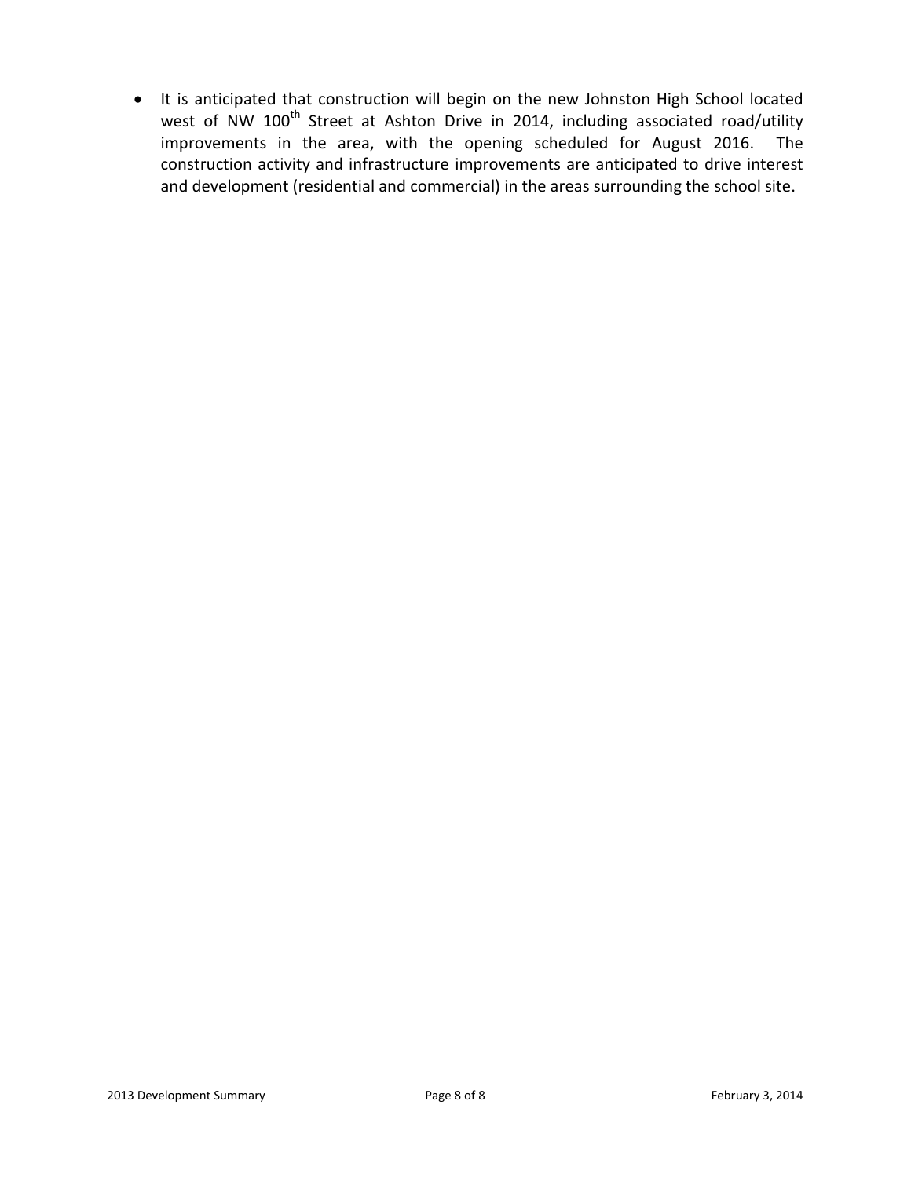- It is anticipated that construction will begin on the new Johnston High School located west of NW 100th Street at Ashton Drive in 2014, including associated road/utility improvements in the area, with the opening scheduled for August 2016. The construction activity and infrastructure improvements are anticipated to drive interest and development (residential and commercial) in the areas surrounding the school site.